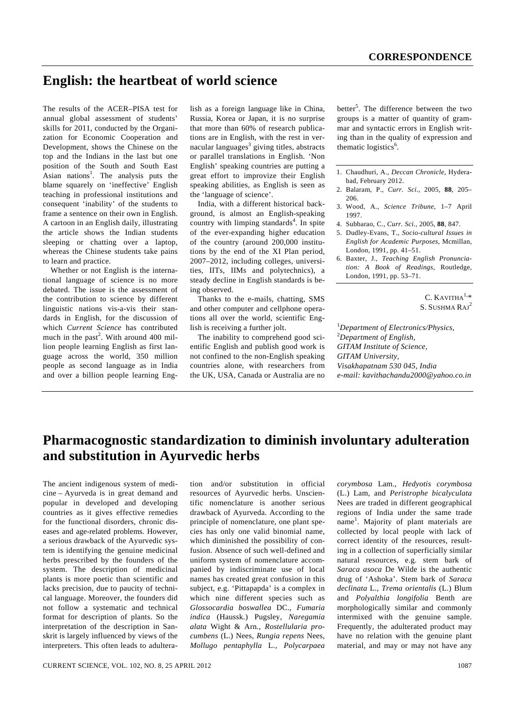# English: the heartbeat of world science

The results of the ACER–PISA test for annual global assessment of students' skills for 2011, conducted by the Organization for Economic Cooperation and Development, shows the Chinese on the top and the Indians in the last but one position of the South and South East Asian nations[1]. The analysis puts the blame squarely on 'ineffective' English teaching in professional institutions and consequent 'inability' of the students to frame a sentence on their own in English. A cartoon in an English daily, illustrating the article shows the Indian students sleeping or chatting over a laptop, whereas the Chinese students take pains to learn and practice.

Whether or not English is the international language of science is no more debated. The issue is the assessment of the contribution to science by different linguistic nations vis-a-vis their standards in English, for the discussion of which *Current Science* has contributed much in the past[2]. With around 400 million people learning English as first language across the world, 350 million people as second language as in India and over a billion people learning English as a foreign language like in China, Russia, Korea or Japan, it is no surprise that more than 60% of research publications are in English, with the rest in vernacular languages[3] giving titles, abstracts or parallel translations in English. 'Non English' speaking countries are putting a great effort to improvize their English speaking abilities, as English is seen as the 'language of science'.

India, with a different historical background, is almost an English-speaking country with limping standards[4]. In spite of the ever-expanding higher education of the country (around 200,000 institutions by the end of the XI Plan period, 2007–2012, including colleges, universities, IITs, IIMs and polytechnics), a steady decline in English standards is being observed.

Thanks to the e-mails, chatting, SMS and other computer and cellphone operations all over the world, scientific English is receiving a further jolt.

The inability to comprehend good scientific English and publish good work is not confined to the non-English speaking countries alone, with researchers from the UK, USA, Canada or Australia are no better[5]. The difference between the two groups is a matter of quantity of grammar and syntactic errors in English writing than in the quality of expression and thematic logistics[6].

1. Chaudhuri, A., *Deccan Chronicle*, Hyderabad, February 2012.
2. Balaram, P., *Curr. Sci.*, 2005, **88**, 205–206.
3. Wood, A., *Science Tribune*, 1–7 April 1997.
4. Subbarao, C., *Curr. Sci.*, 2005, **88**, 847.
5. Dudley-Evans, T., *Socio-cultural Issues in English for Academic Purposes*, Mcmillan, London, 1991, pp. 41–51.
6. Baxter, J., *Teaching English Pronunciation: A Book of Readings*, Routledge, London, 1991, pp. 53–71.

C. KAVITHA[1,*]
S. SUSHMA RAJ[2]

[1]*Department of Electronics/Physics,*
[2]*Department of English,*
*GITAM Institute of Science,*
*GITAM University,*
*Visakhapatnam 530 045, India*
*e-mail: kavithachandu2000@yahoo.co.in*

# Pharmacognostic standardization to diminish involuntary adulteration and substitution in Ayurvedic herbs

The ancient indigenous system of medicine – Ayurveda is in great demand and popular in developed and developing countries as it gives effective remedies for the functional disorders, chronic diseases and age-related problems. However, a serious drawback of the Ayurvedic system is identifying the genuine medicinal herbs prescribed by the founders of the system. The description of medicinal plants is more poetic than scientific and lacks precision, due to paucity of technical language. Moreover, the founders did not follow a systematic and technical format for description of plants. So the interpretation of the description in Sanskrit is largely influenced by views of the interpreters. This often leads to adulteration and/or substitution in official resources of Ayurvedic herbs. Unscientific nomenclature is another serious drawback of Ayurveda. According to the principle of nomenclature, one plant species has only one valid binomial name, which diminished the possibility of confusion. Absence of such well-defined and uniform system of nomenclature accompanied by indiscriminate use of local names has created great confusion in this subject, e.g. 'Pittapapda' is a complex in which nine different species such as *Glossocardia boswallea* DC., *Fumaria indica* (Haussk.) Pugsley, *Naregamia alata* Wight & Arn., *Rostellularia procumbens* (L.) Nees, *Rungia repens* Nees, *Mollugo pentaphylla* L., *Polycarpaea corymbosa* Lam., *Hedyotis corymbosa* (L.) Lam, and *Peristrophe bicalyculata* Nees are traded in different geographical regions of India under the same trade name[1]. Majority of plant materials are collected by local people with lack of correct identity of the resources, resulting in a collection of superficially similar natural resources, e.g. stem bark of *Saraca asoca* De Wilde is the authentic drug of 'Ashoka'. Stem bark of *Saraca declinata* L., *Trema orientalis* (L.) Blum and *Polyalthia longifolia* Benth are morphologically similar and commonly intermixed with the genuine sample. Frequently, the adulterated product may have no relation with the genuine plant material, and may or may not have any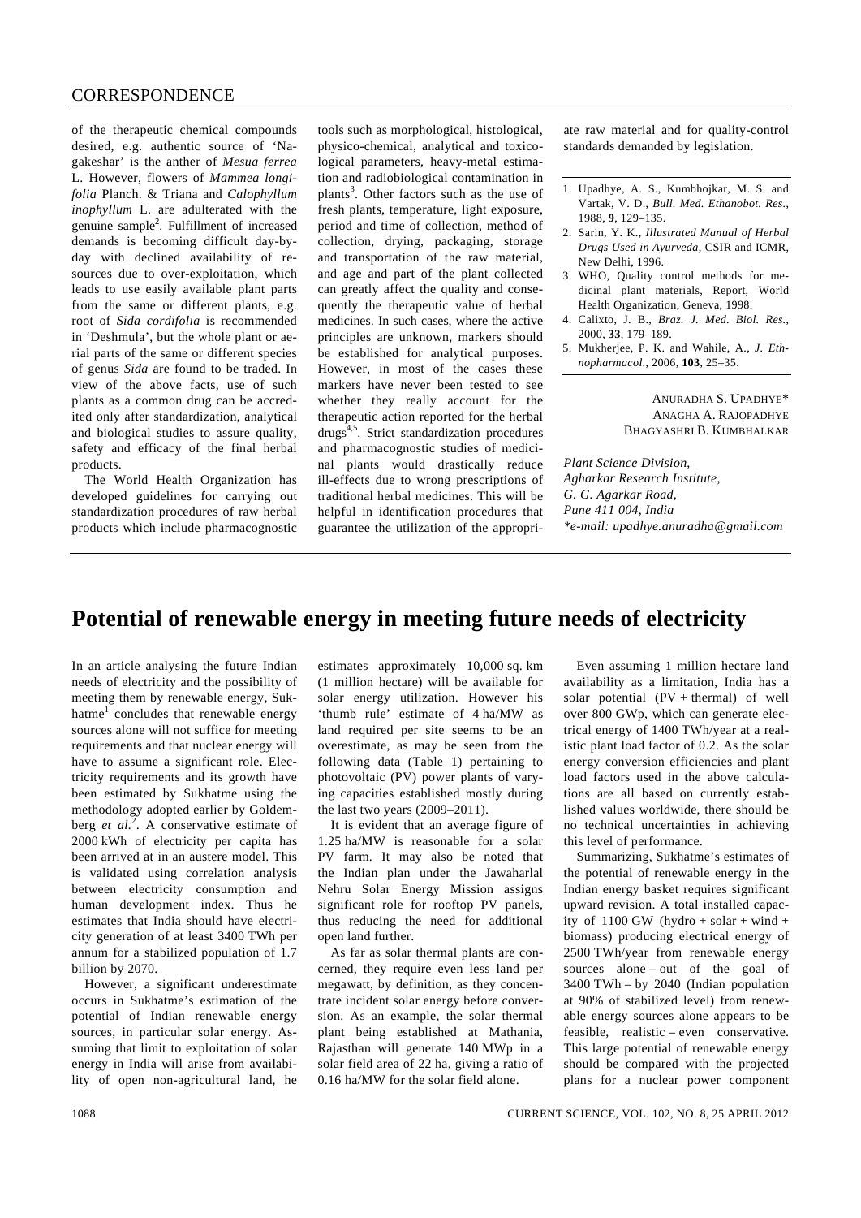of the therapeutic chemical compounds desired, e.g. authentic source of 'Nagakeshar' is the anther of *Mesua ferrea* L. However, flowers of *Mammea longifolia* Planch. & Triana and *Calophyllum inophyllum* L. are adulterated with the genuine sample[2]. Fulfillment of increased demands is becoming difficult day-by-day with declined availability of resources due to over-exploitation, which leads to use easily available plant parts from the same or different plants, e.g. root of *Sida cordifolia* is recommended in 'Deshmula', but the whole plant or aerial parts of the same or different species of genus *Sida* are found to be traded. In view of the above facts, use of such plants as a common drug can be accredited only after standardization, analytical and biological studies to assure quality, safety and efficacy of the final herbal products.

The World Health Organization has developed guidelines for carrying out standardization procedures of raw herbal products which include pharmacognostic tools such as morphological, histological, physico-chemical, analytical and toxicological parameters, heavy-metal estimation and radiobiological contamination in plants[3]. Other factors such as the use of fresh plants, temperature, light exposure, period and time of collection, method of collection, drying, packaging, storage and transportation of the raw material, and age and part of the plant collected can greatly affect the quality and consequently the therapeutic value of herbal medicines. In such cases, where the active principles are unknown, markers should be established for analytical purposes. However, in most of the cases these markers have never been tested to see whether they really account for the therapeutic action reported for the herbal drugs[4,5]. Strict standardization procedures and pharmacognostic studies of medicinal plants would drastically reduce ill-effects due to wrong prescriptions of traditional herbal medicines. This will be helpful in identification procedures that guarantee the utilization of the appropriate raw material and for quality-control standards demanded by legislation.

1. Upadhye, A. S., Kumbhojkar, M. S. and Vartak, V. D., *Bull. Med. Ethanobot. Res.*, 1988, **9**, 129–135.
2. Sarin, Y. K., *Illustrated Manual of Herbal Drugs Used in Ayurveda*, CSIR and ICMR, New Delhi, 1996.
3. WHO, Quality control methods for medicinal plant materials, Report, World Health Organization, Geneva, 1998.
4. Calixto, J. B., *Braz. J. Med. Biol. Res.*, 2000, **33**, 179–189.
5. Mukherjee, P. K. and Wahile, A., *J. Ethnopharmacol.*, 2006, **103**, 25–35.

ANURADHA S. UPADHYE*
ANAGHA A. RAJOPADHYE
BHAGYASHRI B. KUMBHALKAR

*Plant Science Division,*
*Agharkar Research Institute,*
*G. G. Agarkar Road,*
*Pune 411 004, India*
*\*e-mail: upadhye.anuradha@gmail.com*

# Potential of renewable energy in meeting future needs of electricity

In an article analysing the future Indian needs of electricity and the possibility of meeting them by renewable energy, Sukhatme[1] concludes that renewable energy sources alone will not suffice for meeting requirements and that nuclear energy will have to assume a significant role. Electricity requirements and its growth have been estimated by Sukhatme using the methodology adopted earlier by Goldemberg *et al.*[2]. A conservative estimate of 2000 kWh of electricity per capita has been arrived at in an austere model. This is validated using correlation analysis between electricity consumption and human development index. Thus he estimates that India should have electricity generation of at least 3400 TWh per annum for a stabilized population of 1.7 billion by 2070.

However, a significant underestimate occurs in Sukhatme's estimation of the potential of Indian renewable energy sources, in particular solar energy. Assuming that limit to exploitation of solar energy in India will arise from availability of open non-agricultural land, he estimates approximately 10,000 sq. km (1 million hectare) will be available for solar energy utilization. However his 'thumb rule' estimate of 4 ha/MW as land required per site seems to be an overestimate, as may be seen from the following data (Table 1) pertaining to photovoltaic (PV) power plants of varying capacities established mostly during the last two years (2009–2011).

It is evident that an average figure of 1.25 ha/MW is reasonable for a solar PV farm. It may also be noted that the Indian plan under the Jawaharlal Nehru Solar Energy Mission assigns significant role for rooftop PV panels, thus reducing the need for additional open land further.

As far as solar thermal plants are concerned, they require even less land per megawatt, by definition, as they concentrate incident solar energy before conversion. As an example, the solar thermal plant being established at Mathania, Rajasthan will generate 140 MWp in a solar field area of 22 ha, giving a ratio of 0.16 ha/MW for the solar field alone.

Even assuming 1 million hectare land availability as a limitation, India has a solar potential (PV + thermal) of well over 800 GWp, which can generate electrical energy of 1400 TWh/year at a realistic plant load factor of 0.2. As the solar energy conversion efficiencies and plant load factors used in the above calculations are all based on currently established values worldwide, there should be no technical uncertainties in achieving this level of performance.

Summarizing, Sukhatme's estimates of the potential of renewable energy in the Indian energy basket requires significant upward revision. A total installed capacity of 1100 GW (hydro + solar + wind + biomass) producing electrical energy of 2500 TWh/year from renewable energy sources alone – out of the goal of 3400 TWh – by 2040 (Indian population at 90% of stabilized level) from renewable energy sources alone appears to be feasible, realistic – even conservative. This large potential of renewable energy should be compared with the projected plans for a nuclear power component